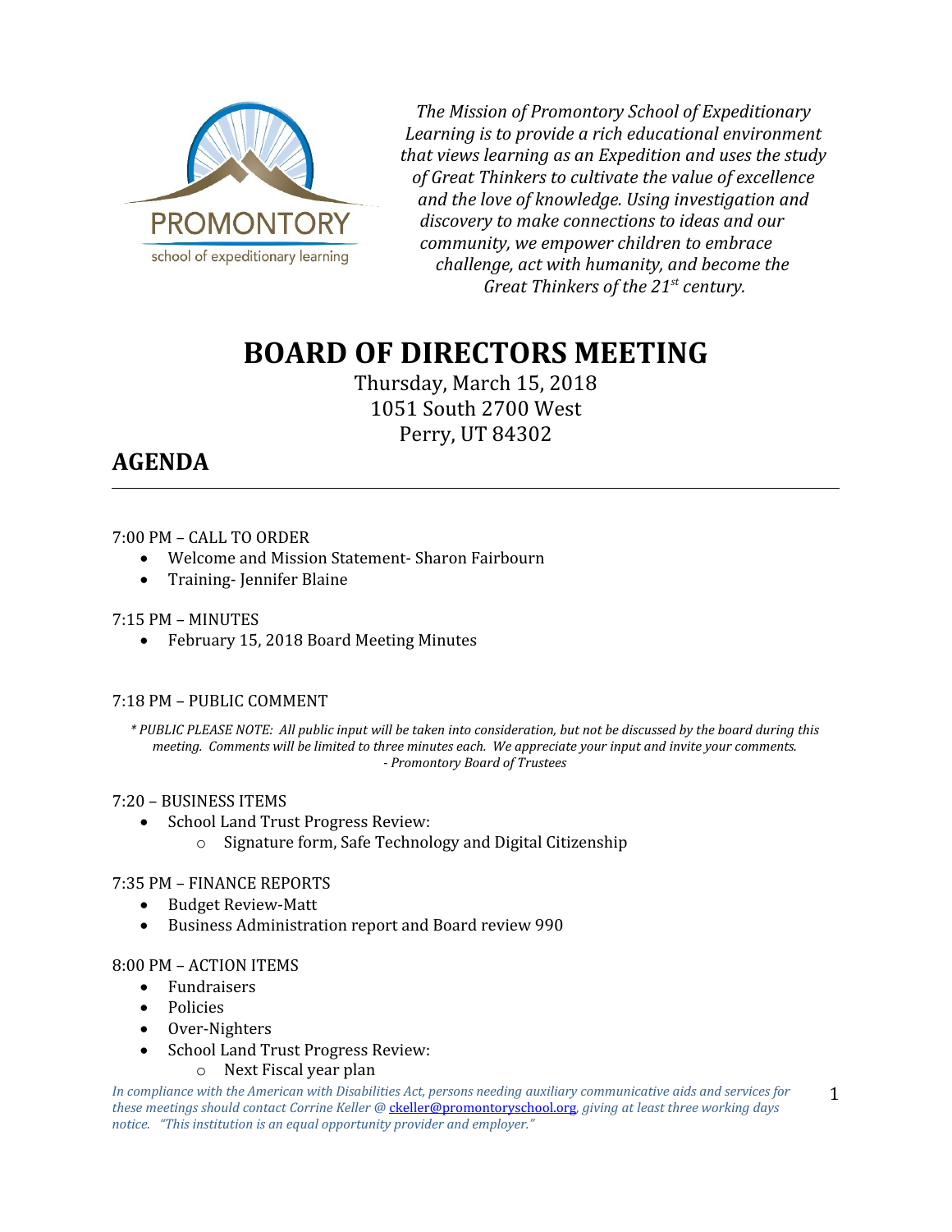PROMONTORY
school of expeditionary learning

*The Mission of Promontory School of Expeditionary Learning is to provide a rich educational environment that views learning as an Expedition and uses the study of Great Thinkers to cultivate the value of excellence and the love of knowledge. Using investigation and discovery to make connections to ideas and our community, we empower children to embrace challenge, act with humanity, and become the Great Thinkers of the 21st century.*

# BOARD OF DIRECTORS MEETING

Thursday, March 15, 2018
1051 South 2700 West
Perry, UT 84302

## AGENDA

---

7:00 PM – CALL TO ORDER

- Welcome and Mission Statement- Sharon Fairbourn
- Training- Jennifer Blaine

7:15 PM – MINUTES

- February 15, 2018 Board Meeting Minutes

7:18 PM – PUBLIC COMMENT

*\* PUBLIC PLEASE NOTE: All public input will be taken into consideration, but not be discussed by the board during this meeting. Comments will be limited to three minutes each. We appreciate your input and invite your comments.*
*- Promontory Board of Trustees*

7:20 – BUSINESS ITEMS

- School Land Trust Progress Review:
  - Signature form, Safe Technology and Digital Citizenship

7:35 PM – FINANCE REPORTS

- Budget Review-Matt
- Business Administration report and Board review 990

8:00 PM – ACTION ITEMS

- Fundraisers
- Policies
- Over-Nighters
- School Land Trust Progress Review:
  - Next Fiscal year plan

*In compliance with the American with Disabilities Act, persons needing auxiliary communicative aids and services for these meetings should contact Corrine Keller @ ckeller@promontoryschool.org, giving at least three working days notice. "This institution is an equal opportunity provider and employer."*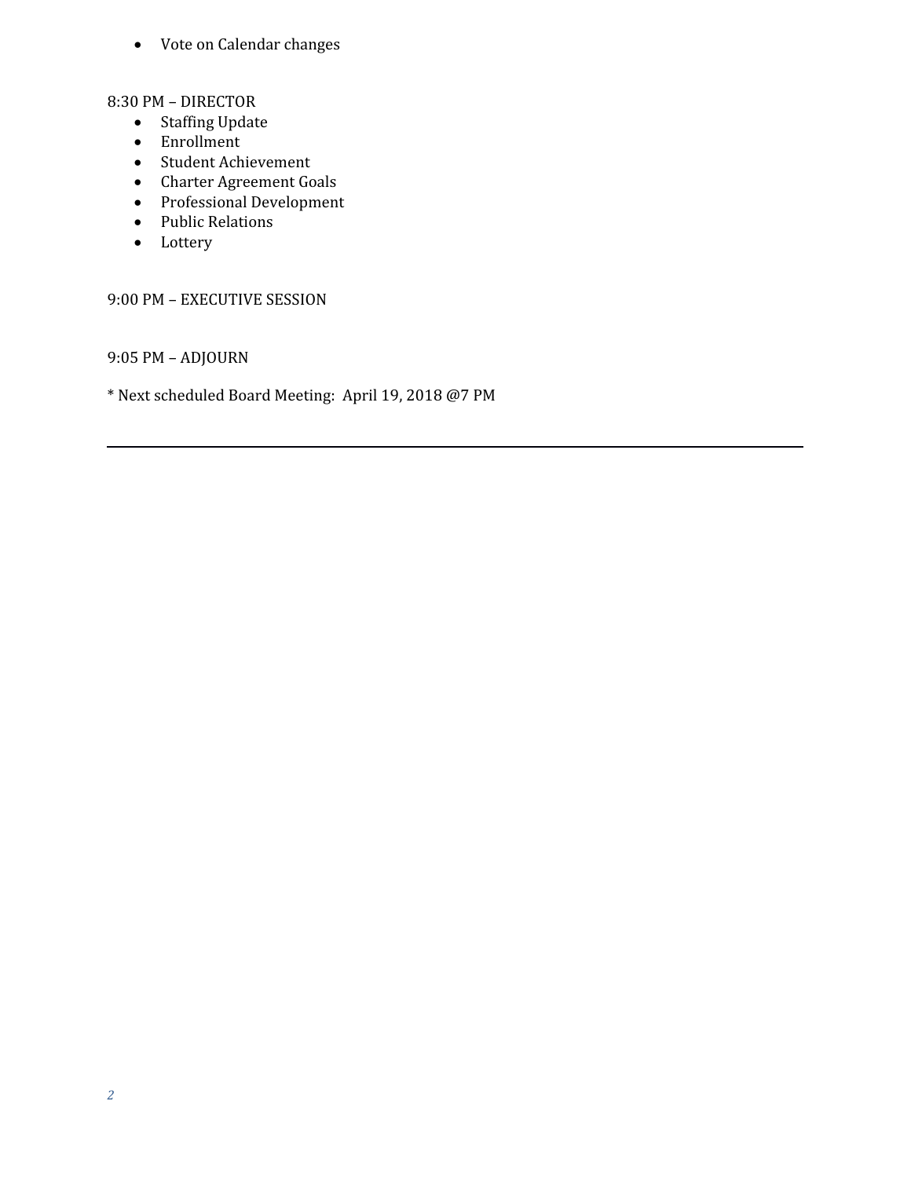- Vote on Calendar changes

8:30 PM – DIRECTOR

- Staffing Update
- Enrollment
- Student Achievement
- Charter Agreement Goals
- Professional Development
- Public Relations
- Lottery

9:00 PM – EXECUTIVE SESSION

9:05 PM – ADJOURN

* Next scheduled Board Meeting: April 19, 2018 @7 PM

---